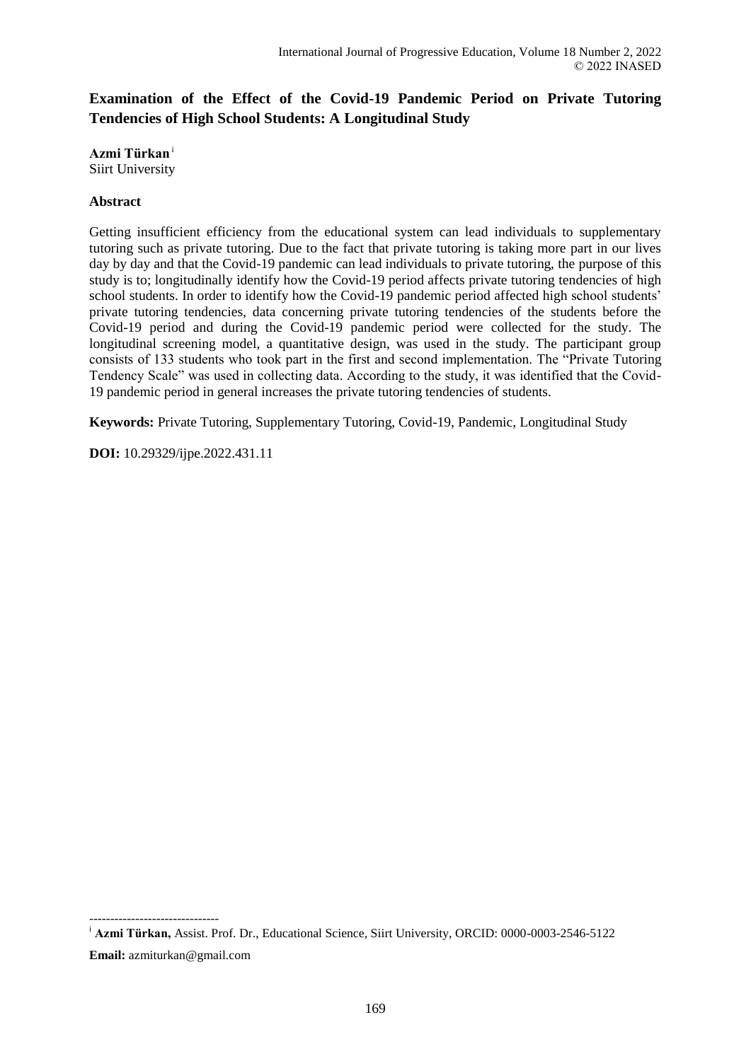# Examination of the Effect of the Covid-19 Pandemic Period on Private Tutoring Tendencies of High School Students: A Longitudinal Study

**Azmi Türkan** [i]
Siirt University

## Abstract

Getting insufficient efficiency from the educational system can lead individuals to supplementary tutoring such as private tutoring. Due to the fact that private tutoring is taking more part in our lives day by day and that the Covid-19 pandemic can lead individuals to private tutoring, the purpose of this study is to; longitudinally identify how the Covid-19 period affects private tutoring tendencies of high school students. In order to identify how the Covid-19 pandemic period affected high school students' private tutoring tendencies, data concerning private tutoring tendencies of the students before the Covid-19 period and during the Covid-19 pandemic period were collected for the study. The longitudinal screening model, a quantitative design, was used in the study. The participant group consists of 133 students who took part in the first and second implementation. The "Private Tutoring Tendency Scale" was used in collecting data. According to the study, it was identified that the Covid-19 pandemic period in general increases the private tutoring tendencies of students.

**Keywords:** Private Tutoring, Supplementary Tutoring, Covid-19, Pandemic, Longitudinal Study

**DOI:** 10.29329/ijpe.2022.431.11

-------------------------------

[i] **Azmi Türkan,** Assist. Prof. Dr., Educational Science, Siirt University, ORCID: 0000-0003-2546-5122

**Email:** azmiturkan@gmail.com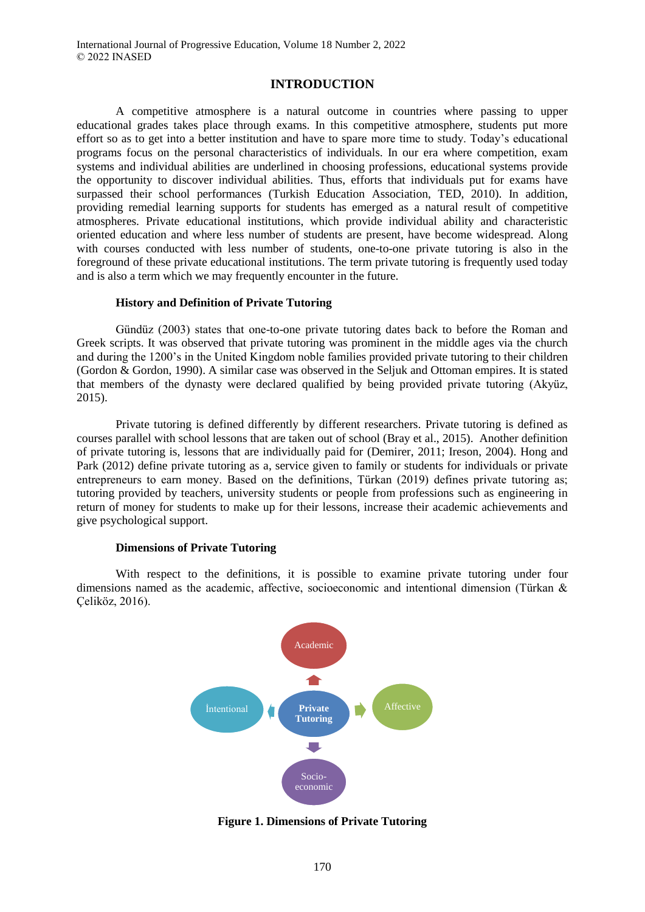# INTRODUCTION

A competitive atmosphere is a natural outcome in countries where passing to upper educational grades takes place through exams. In this competitive atmosphere, students put more effort so as to get into a better institution and have to spare more time to study. Today's educational programs focus on the personal characteristics of individuals. In our era where competition, exam systems and individual abilities are underlined in choosing professions, educational systems provide the opportunity to discover individual abilities. Thus, efforts that individuals put for exams have surpassed their school performances (Turkish Education Association, TED, 2010). In addition, providing remedial learning supports for students has emerged as a natural result of competitive atmospheres. Private educational institutions, which provide individual ability and characteristic oriented education and where less number of students are present, have become widespread. Along with courses conducted with less number of students, one-to-one private tutoring is also in the foreground of these private educational institutions. The term private tutoring is frequently used today and is also a term which we may frequently encounter in the future.

## History and Definition of Private Tutoring

Gündüz (2003) states that one-to-one private tutoring dates back to before the Roman and Greek scripts. It was observed that private tutoring was prominent in the middle ages via the church and during the 1200's in the United Kingdom noble families provided private tutoring to their children (Gordon & Gordon, 1990). A similar case was observed in the Seljuk and Ottoman empires. It is stated that members of the dynasty were declared qualified by being provided private tutoring (Akyüz, 2015).

Private tutoring is defined differently by different researchers. Private tutoring is defined as courses parallel with school lessons that are taken out of school (Bray et al., 2015). Another definition of private tutoring is, lessons that are individually paid for (Demirer, 2011; Ireson, 2004). Hong and Park (2012) define private tutoring as a, service given to family or students for individuals or private entrepreneurs to earn money. Based on the definitions, Türkan (2019) defines private tutoring as; tutoring provided by teachers, university students or people from professions such as engineering in return of money for students to make up for their lessons, increase their academic achievements and give psychological support.

## Dimensions of Private Tutoring

With respect to the definitions, it is possible to examine private tutoring under four dimensions named as the academic, affective, socioeconomic and intentional dimension (Türkan & Çeliköz, 2016).

Academic

İntentional

Private Tutoring

Affective

Socio-economic

**Figure 1. Dimensions of Private Tutoring**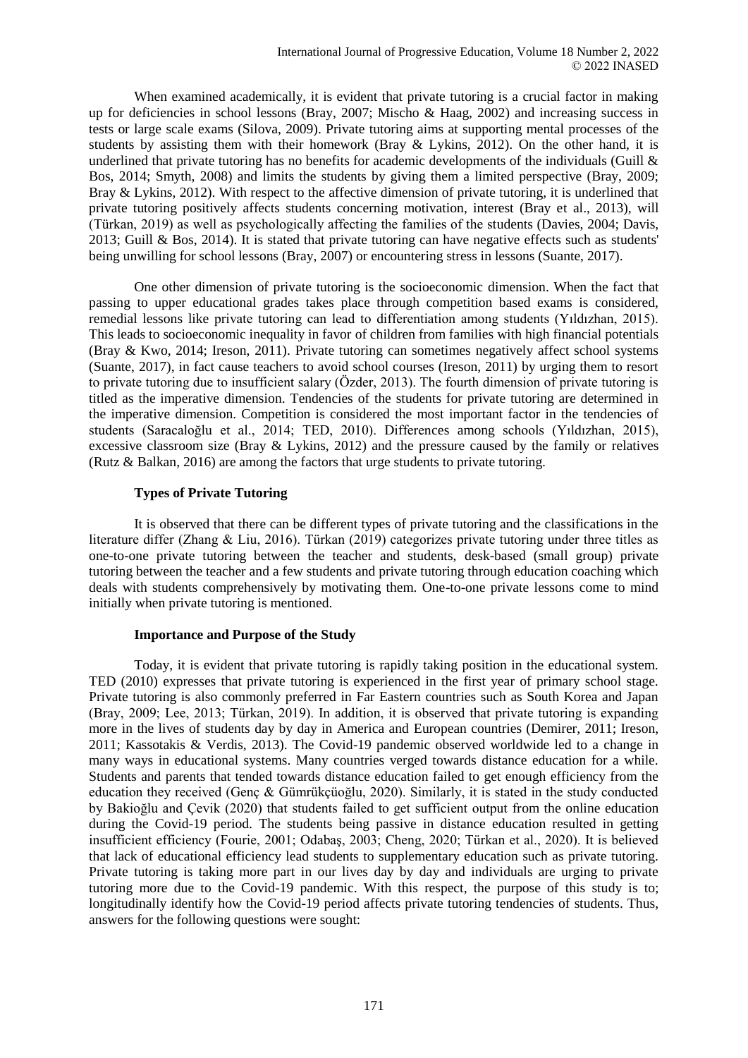When examined academically, it is evident that private tutoring is a crucial factor in making up for deficiencies in school lessons (Bray, 2007; Mischo & Haag, 2002) and increasing success in tests or large scale exams (Silova, 2009). Private tutoring aims at supporting mental processes of the students by assisting them with their homework (Bray & Lykins, 2012). On the other hand, it is underlined that private tutoring has no benefits for academic developments of the individuals (Guill & Bos, 2014; Smyth, 2008) and limits the students by giving them a limited perspective (Bray, 2009; Bray & Lykins, 2012). With respect to the affective dimension of private tutoring, it is underlined that private tutoring positively affects students concerning motivation, interest (Bray et al., 2013), will (Türkan, 2019) as well as psychologically affecting the families of the students (Davies, 2004; Davis, 2013; Guill & Bos, 2014). It is stated that private tutoring can have negative effects such as students' being unwilling for school lessons (Bray, 2007) or encountering stress in lessons (Suante, 2017).

One other dimension of private tutoring is the socioeconomic dimension. When the fact that passing to upper educational grades takes place through competition based exams is considered, remedial lessons like private tutoring can lead to differentiation among students (Yıldızhan, 2015). This leads to socioeconomic inequality in favor of children from families with high financial potentials (Bray & Kwo, 2014; Ireson, 2011). Private tutoring can sometimes negatively affect school systems (Suante, 2017), in fact cause teachers to avoid school courses (Ireson, 2011) by urging them to resort to private tutoring due to insufficient salary (Özder, 2013). The fourth dimension of private tutoring is titled as the imperative dimension. Tendencies of the students for private tutoring are determined in the imperative dimension. Competition is considered the most important factor in the tendencies of students (Saracaloğlu et al., 2014; TED, 2010). Differences among schools (Yıldızhan, 2015), excessive classroom size (Bray & Lykins, 2012) and the pressure caused by the family or relatives (Rutz & Balkan, 2016) are among the factors that urge students to private tutoring.

### Types of Private Tutoring

It is observed that there can be different types of private tutoring and the classifications in the literature differ (Zhang & Liu, 2016). Türkan (2019) categorizes private tutoring under three titles as one-to-one private tutoring between the teacher and students, desk-based (small group) private tutoring between the teacher and a few students and private tutoring through education coaching which deals with students comprehensively by motivating them. One-to-one private lessons come to mind initially when private tutoring is mentioned.

### Importance and Purpose of the Study

Today, it is evident that private tutoring is rapidly taking position in the educational system. TED (2010) expresses that private tutoring is experienced in the first year of primary school stage. Private tutoring is also commonly preferred in Far Eastern countries such as South Korea and Japan (Bray, 2009; Lee, 2013; Türkan, 2019). In addition, it is observed that private tutoring is expanding more in the lives of students day by day in America and European countries (Demirer, 2011; Ireson, 2011; Kassotakis & Verdis, 2013). The Covid-19 pandemic observed worldwide led to a change in many ways in educational systems. Many countries verged towards distance education for a while. Students and parents that tended towards distance education failed to get enough efficiency from the education they received (Genç & Gümrükçüoğlu, 2020). Similarly, it is stated in the study conducted by Bakioğlu and Çevik (2020) that students failed to get sufficient output from the online education during the Covid-19 period. The students being passive in distance education resulted in getting insufficient efficiency (Fourie, 2001; Odabaş, 2003; Cheng, 2020; Türkan et al., 2020). It is believed that lack of educational efficiency lead students to supplementary education such as private tutoring. Private tutoring is taking more part in our lives day by day and individuals are urging to private tutoring more due to the Covid-19 pandemic. With this respect, the purpose of this study is to; longitudinally identify how the Covid-19 period affects private tutoring tendencies of students. Thus, answers for the following questions were sought: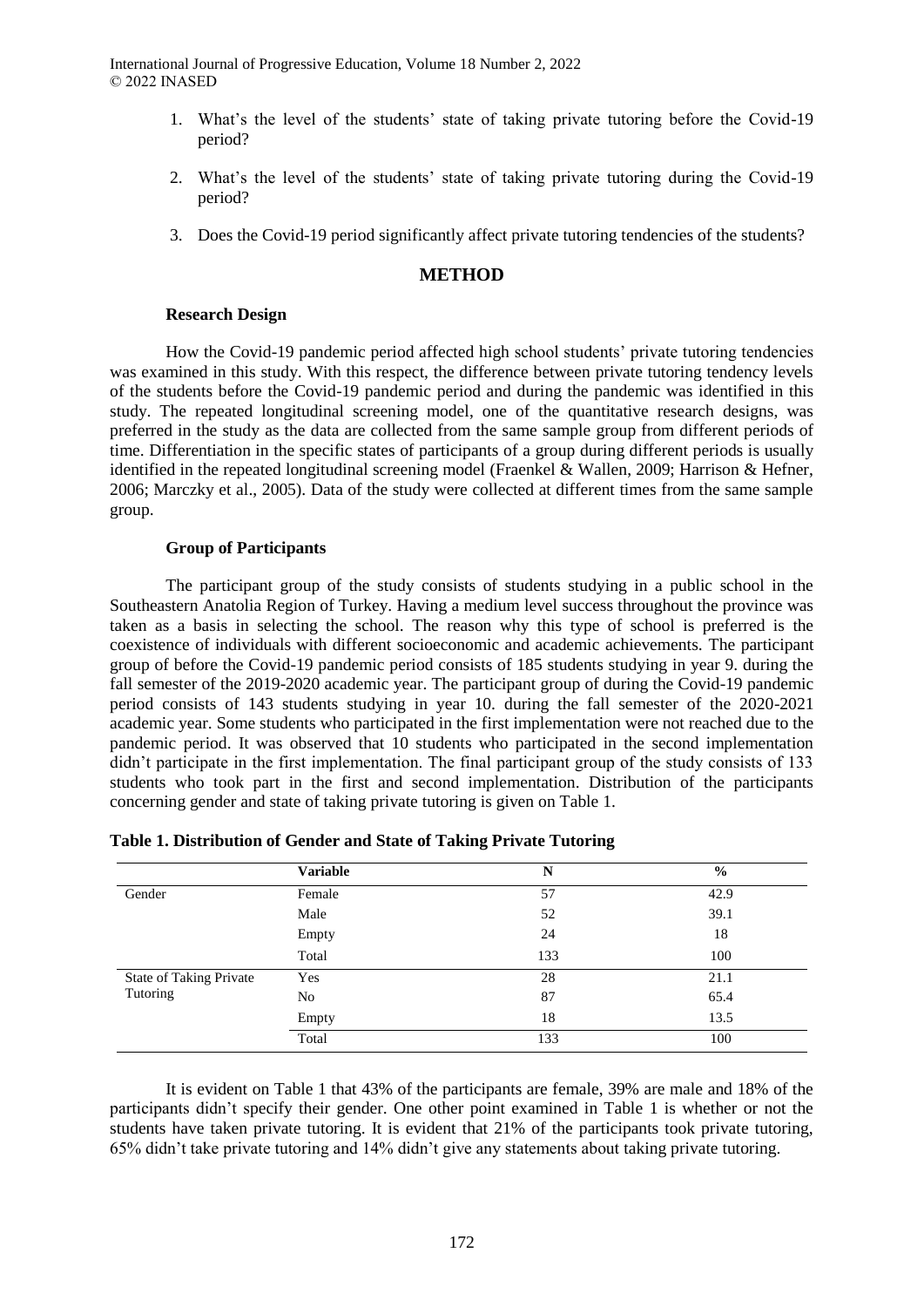1. What's the level of the students' state of taking private tutoring before the Covid-19 period?
2. What's the level of the students' state of taking private tutoring during the Covid-19 period?
3. Does the Covid-19 period significantly affect private tutoring tendencies of the students?

## METHOD

### Research Design

How the Covid-19 pandemic period affected high school students' private tutoring tendencies was examined in this study. With this respect, the difference between private tutoring tendency levels of the students before the Covid-19 pandemic period and during the pandemic was identified in this study. The repeated longitudinal screening model, one of the quantitative research designs, was preferred in the study as the data are collected from the same sample group from different periods of time. Differentiation in the specific states of participants of a group during different periods is usually identified in the repeated longitudinal screening model (Fraenkel & Wallen, 2009; Harrison & Hefner, 2006; Marczky et al., 2005). Data of the study were collected at different times from the same sample group.

### Group of Participants

The participant group of the study consists of students studying in a public school in the Southeastern Anatolia Region of Turkey. Having a medium level success throughout the province was taken as a basis in selecting the school. The reason why this type of school is preferred is the coexistence of individuals with different socioeconomic and academic achievements. The participant group of before the Covid-19 pandemic period consists of 185 students studying in year 9. during the fall semester of the 2019-2020 academic year. The participant group of during the Covid-19 pandemic period consists of 143 students studying in year 10. during the fall semester of the 2020-2021 academic year. Some students who participated in the first implementation were not reached due to the pandemic period. It was observed that 10 students who participated in the second implementation didn't participate in the first implementation. The final participant group of the study consists of 133 students who took part in the first and second implementation. Distribution of the participants concerning gender and state of taking private tutoring is given on Table 1.

**Table 1. Distribution of Gender and State of Taking Private Tutoring**

| | Variable | N | % |
|---|---|---|---|
| Gender | Female | 57 | 42.9 |
| | Male | 52 | 39.1 |
| | Empty | 24 | 18 |
| | Total | 133 | 100 |
| State of Taking Private Tutoring | Yes | 28 | 21.1 |
| | No | 87 | 65.4 |
| | Empty | 18 | 13.5 |
| | Total | 133 | 100 |

It is evident on Table 1 that 43% of the participants are female, 39% are male and 18% of the participants didn't specify their gender. One other point examined in Table 1 is whether or not the students have taken private tutoring. It is evident that 21% of the participants took private tutoring, 65% didn't take private tutoring and 14% didn't give any statements about taking private tutoring.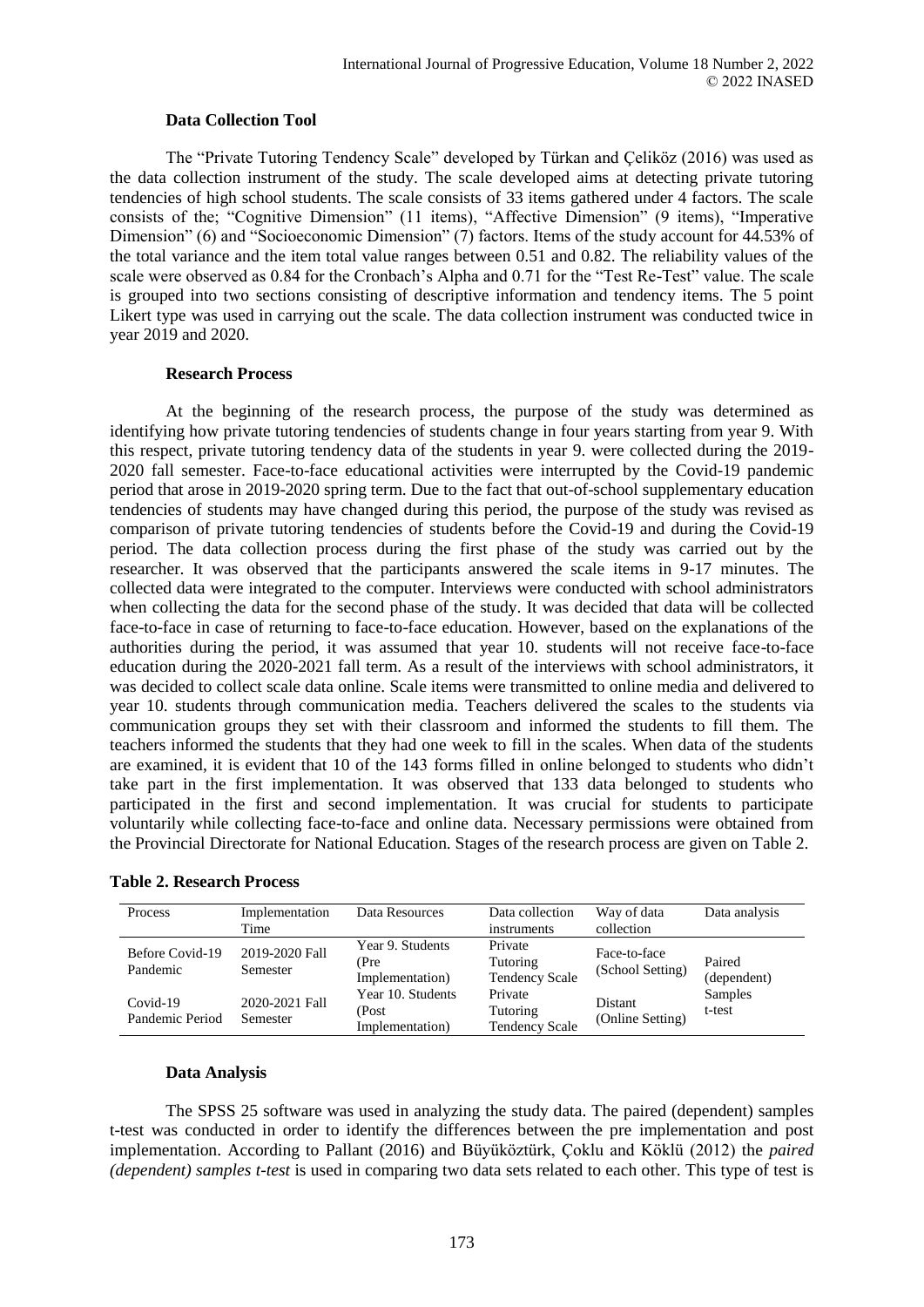### Data Collection Tool

The "Private Tutoring Tendency Scale" developed by Türkan and Çeliköz (2016) was used as the data collection instrument of the study. The scale developed aims at detecting private tutoring tendencies of high school students. The scale consists of 33 items gathered under 4 factors. The scale consists of the; "Cognitive Dimension" (11 items), "Affective Dimension" (9 items), "Imperative Dimension" (6) and "Socioeconomic Dimension" (7) factors. Items of the study account for 44.53% of the total variance and the item total value ranges between 0.51 and 0.82. The reliability values of the scale were observed as 0.84 for the Cronbach's Alpha and 0.71 for the "Test Re-Test" value. The scale is grouped into two sections consisting of descriptive information and tendency items. The 5 point Likert type was used in carrying out the scale. The data collection instrument was conducted twice in year 2019 and 2020.

### Research Process

At the beginning of the research process, the purpose of the study was determined as identifying how private tutoring tendencies of students change in four years starting from year 9. With this respect, private tutoring tendency data of the students in year 9. were collected during the 2019-2020 fall semester. Face-to-face educational activities were interrupted by the Covid-19 pandemic period that arose in 2019-2020 spring term. Due to the fact that out-of-school supplementary education tendencies of students may have changed during this period, the purpose of the study was revised as comparison of private tutoring tendencies of students before the Covid-19 and during the Covid-19 period. The data collection process during the first phase of the study was carried out by the researcher. It was observed that the participants answered the scale items in 9-17 minutes. The collected data were integrated to the computer. Interviews were conducted with school administrators when collecting the data for the second phase of the study. It was decided that data will be collected face-to-face in case of returning to face-to-face education. However, based on the explanations of the authorities during the period, it was assumed that year 10. students will not receive face-to-face education during the 2020-2021 fall term. As a result of the interviews with school administrators, it was decided to collect scale data online. Scale items were transmitted to online media and delivered to year 10. students through communication media. Teachers delivered the scales to the students via communication groups they set with their classroom and informed the students to fill them. The teachers informed the students that they had one week to fill in the scales. When data of the students are examined, it is evident that 10 of the 143 forms filled in online belonged to students who didn't take part in the first implementation. It was observed that 133 data belonged to students who participated in the first and second implementation. It was crucial for students to participate voluntarily while collecting face-to-face and online data. Necessary permissions were obtained from the Provincial Directorate for National Education. Stages of the research process are given on Table 2.

**Table 2. Research Process**

| Process | Implementation Time | Data Resources | Data collection instruments | Way of data collection | Data analysis |
|---|---|---|---|---|---|
| Before Covid-19 Pandemic | 2019-2020 Fall Semester | Year 9. Students (Pre Implementation) | Private Tutoring Tendency Scale | Face-to-face (School Setting) | Paired (dependent) Samples t-test |
| Covid-19 Pandemic Period | 2020-2021 Fall Semester | Year 10. Students (Post Implementation) | Private Tutoring Tendency Scale | Distant (Online Setting) | |

### Data Analysis

The SPSS 25 software was used in analyzing the study data. The paired (dependent) samples t-test was conducted in order to identify the differences between the pre implementation and post implementation. According to Pallant (2016) and Büyüköztürk, Çoklu and Köklü (2012) the *paired (dependent) samples t-test* is used in comparing two data sets related to each other. This type of test is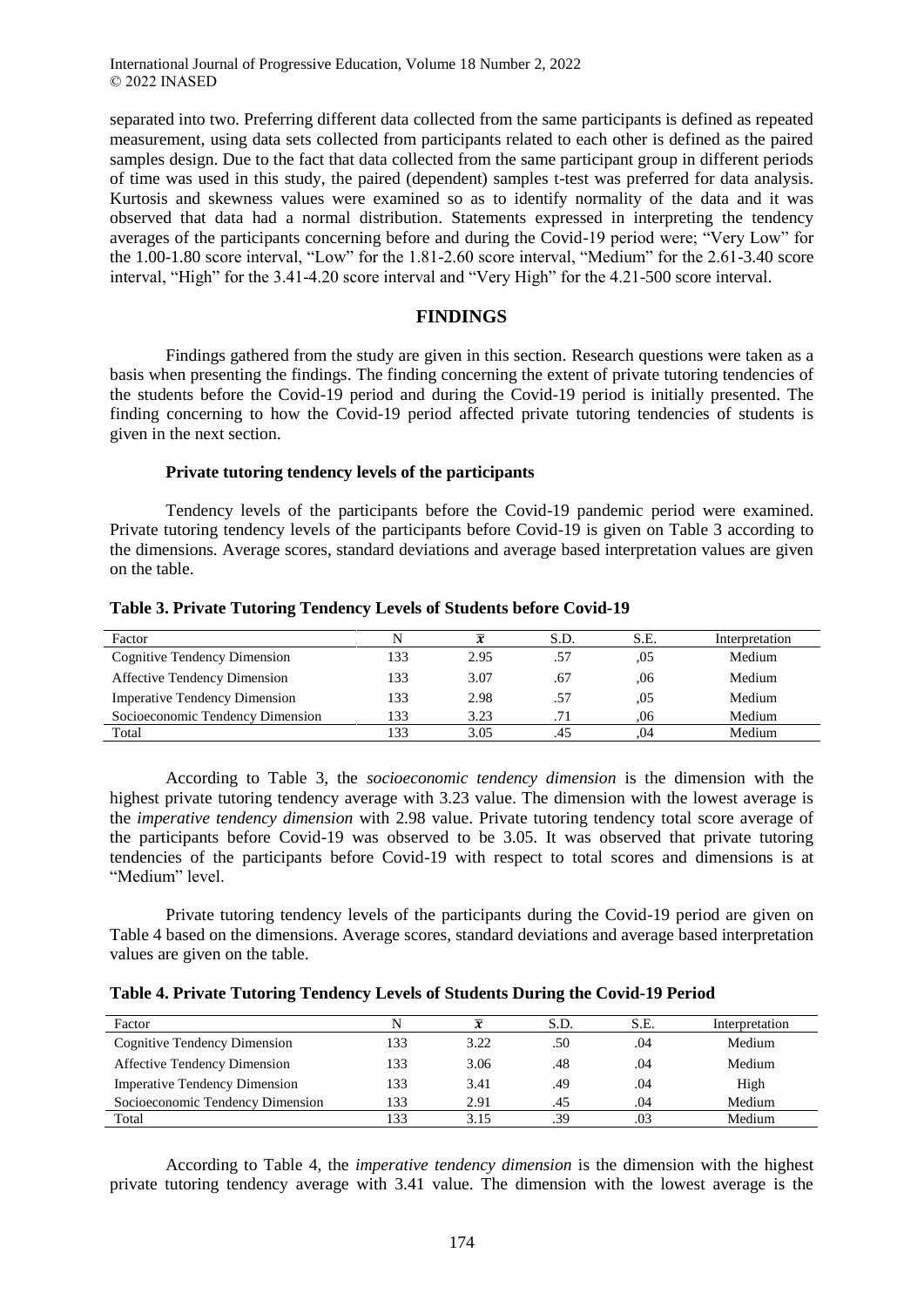separated into two. Preferring different data collected from the same participants is defined as repeated measurement, using data sets collected from participants related to each other is defined as the paired samples design. Due to the fact that data collected from the same participant group in different periods of time was used in this study, the paired (dependent) samples t-test was preferred for data analysis. Kurtosis and skewness values were examined so as to identify normality of the data and it was observed that data had a normal distribution. Statements expressed in interpreting the tendency averages of the participants concerning before and during the Covid-19 period were; "Very Low" for the 1.00-1.80 score interval, "Low" for the 1.81-2.60 score interval, "Medium" for the 2.61-3.40 score interval, "High" for the 3.41-4.20 score interval and "Very High" for the 4.21-500 score interval.

## FINDINGS

Findings gathered from the study are given in this section. Research questions were taken as a basis when presenting the findings. The finding concerning the extent of private tutoring tendencies of the students before the Covid-19 period and during the Covid-19 period is initially presented. The finding concerning to how the Covid-19 period affected private tutoring tendencies of students is given in the next section.

### Private tutoring tendency levels of the participants

Tendency levels of the participants before the Covid-19 pandemic period were examined. Private tutoring tendency levels of the participants before Covid-19 is given on Table 3 according to the dimensions. Average scores, standard deviations and average based interpretation values are given on the table.

**Table 3. Private Tutoring Tendency Levels of Students before Covid-19**

| Factor | N | $\bar{x}$ | S.D. | S.E. | Interpretation |
|---|---|---|---|---|---|
| Cognitive Tendency Dimension | 133 | 2.95 | .57 | ,05 | Medium |
| Affective Tendency Dimension | 133 | 3.07 | .67 | ,06 | Medium |
| Imperative Tendency Dimension | 133 | 2.98 | .57 | ,05 | Medium |
| Socioeconomic Tendency Dimension | 133 | 3.23 | .71 | ,06 | Medium |
| Total | 133 | 3.05 | .45 | ,04 | Medium |

According to Table 3, the *socioeconomic tendency dimension* is the dimension with the highest private tutoring tendency average with 3.23 value. The dimension with the lowest average is the *imperative tendency dimension* with 2.98 value. Private tutoring tendency total score average of the participants before Covid-19 was observed to be 3.05. It was observed that private tutoring tendencies of the participants before Covid-19 with respect to total scores and dimensions is at "Medium" level.

Private tutoring tendency levels of the participants during the Covid-19 period are given on Table 4 based on the dimensions. Average scores, standard deviations and average based interpretation values are given on the table.

**Table 4. Private Tutoring Tendency Levels of Students During the Covid-19 Period**

| Factor | N | $\bar{x}$ | S.D. | S.E. | Interpretation |
|---|---|---|---|---|---|
| Cognitive Tendency Dimension | 133 | 3.22 | .50 | .04 | Medium |
| Affective Tendency Dimension | 133 | 3.06 | .48 | .04 | Medium |
| Imperative Tendency Dimension | 133 | 3.41 | .49 | .04 | High |
| Socioeconomic Tendency Dimension | 133 | 2.91 | .45 | .04 | Medium |
| Total | 133 | 3.15 | .39 | .03 | Medium |

According to Table 4, the *imperative tendency dimension* is the dimension with the highest private tutoring tendency average with 3.41 value. The dimension with the lowest average is the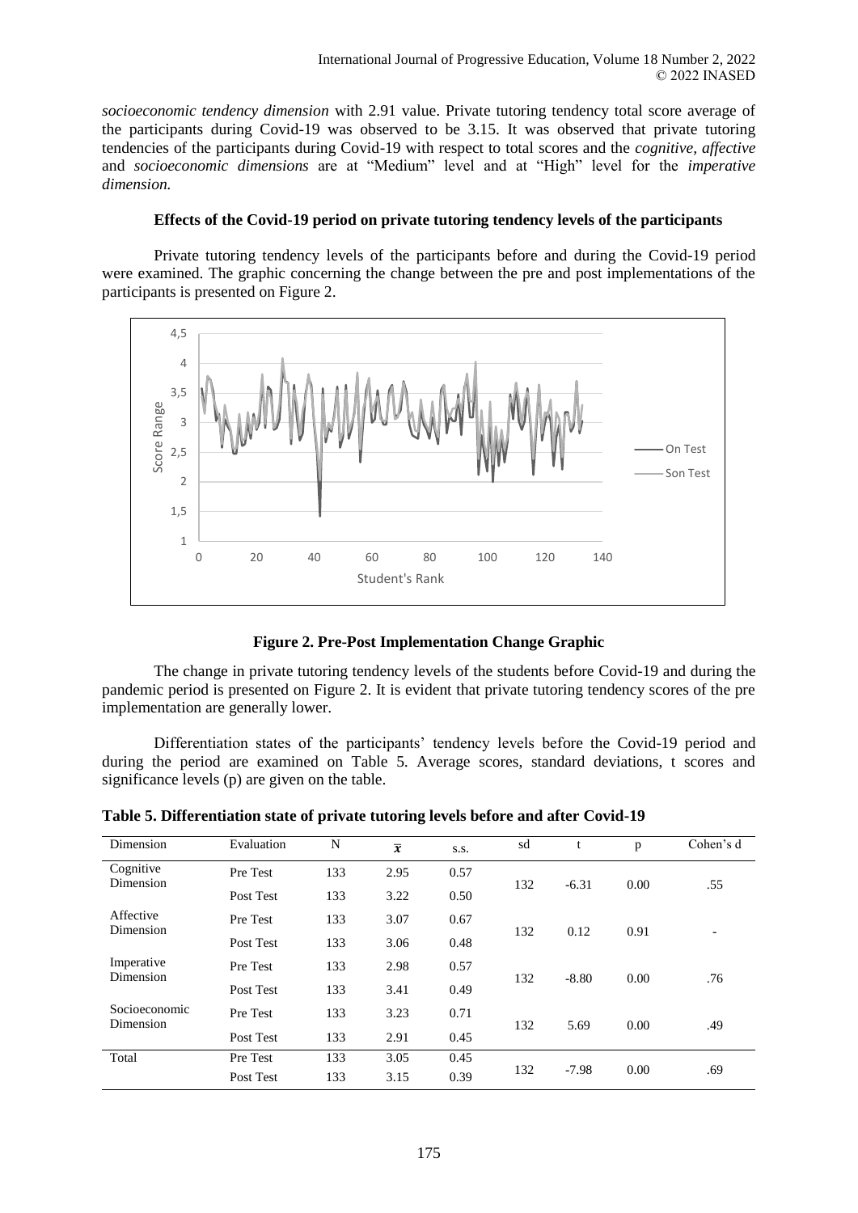*socioeconomic tendency dimension* with 2.91 value. Private tutoring tendency total score average of the participants during Covid-19 was observed to be 3.15. It was observed that private tutoring tendencies of the participants during Covid-19 with respect to total scores and the *cognitive, affective* and *socioeconomic dimensions* are at "Medium" level and at "High" level for the *imperative dimension.*

**Effects of the Covid-19 period on private tutoring tendency levels of the participants**

Private tutoring tendency levels of the participants before and during the Covid-19 period were examined. The graphic concerning the change between the pre and post implementations of the participants is presented on Figure 2.

Score Range
4,5
4
3,5
3
2,5
2
1,5
1
0 20 40 60 80 100 120 140
Student's Rank
On Test
Son Test

**Figure 2. Pre-Post Implementation Change Graphic**

The change in private tutoring tendency levels of the students before Covid-19 and during the pandemic period is presented on Figure 2. It is evident that private tutoring tendency scores of the pre implementation are generally lower.

Differentiation states of the participants' tendency levels before the Covid-19 period and during the period are examined on Table 5. Average scores, standard deviations, t scores and significance levels (p) are given on the table.

**Table 5. Differentiation state of private tutoring levels before and after Covid-19**

| Dimension | Evaluation | N | $\bar{x}$ | s.s. | sd | t | p | Cohen's d |
|---|---|---|---|---|---|---|---|---|
| Cognitive Dimension | Pre Test | 133 | 2.95 | 0.57 | 132 | -6.31 | 0.00 | .55 |
| | Post Test | 133 | 3.22 | 0.50 | | | | |
| Affective Dimension | Pre Test | 133 | 3.07 | 0.67 | 132 | 0.12 | 0.91 | - |
| | Post Test | 133 | 3.06 | 0.48 | | | | |
| Imperative Dimension | Pre Test | 133 | 2.98 | 0.57 | 132 | -8.80 | 0.00 | .76 |
| | Post Test | 133 | 3.41 | 0.49 | | | | |
| Socioeconomic Dimension | Pre Test | 133 | 3.23 | 0.71 | 132 | 5.69 | 0.00 | .49 |
| | Post Test | 133 | 2.91 | 0.45 | | | | |
| Total | Pre Test | 133 | 3.05 | 0.45 | 132 | -7.98 | 0.00 | .69 |
| | Post Test | 133 | 3.15 | 0.39 | | | | |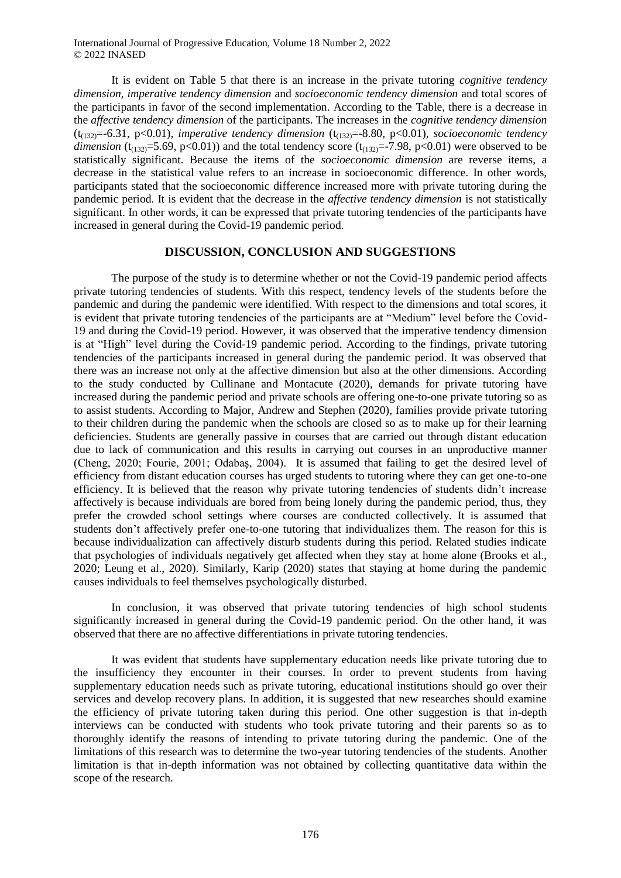It is evident on Table 5 that there is an increase in the private tutoring *cognitive tendency dimension*, *imperative tendency dimension* and *socioeconomic tendency dimension* and total scores of the participants in favor of the second implementation. According to the Table, there is a decrease in the *affective tendency dimension* of the participants. The increases in the *cognitive tendency dimension* ($t_{(132)}$=-6.31, p<0.01), *imperative tendency dimension* ($t_{(132)}$=-8.80, p<0.01), *socioeconomic tendency dimension* ($t_{(132)}$=5.69, p<0.01)) and the total tendency score ($t_{(132)}$=-7.98, p<0.01) were observed to be statistically significant. Because the items of the *socioeconomic dimension* are reverse items, a decrease in the statistical value refers to an increase in socioeconomic difference. In other words, participants stated that the socioeconomic difference increased more with private tutoring during the pandemic period. It is evident that the decrease in the *affective tendency dimension* is not statistically significant. In other words, it can be expressed that private tutoring tendencies of the participants have increased in general during the Covid-19 pandemic period.

## DISCUSSION, CONCLUSION AND SUGGESTIONS

The purpose of the study is to determine whether or not the Covid-19 pandemic period affects private tutoring tendencies of students. With this respect, tendency levels of the students before the pandemic and during the pandemic were identified. With respect to the dimensions and total scores, it is evident that private tutoring tendencies of the participants are at "Medium" level before the Covid-19 and during the Covid-19 period. However, it was observed that the imperative tendency dimension is at "High" level during the Covid-19 pandemic period. According to the findings, private tutoring tendencies of the participants increased in general during the pandemic period. It was observed that there was an increase not only at the affective dimension but also at the other dimensions. According to the study conducted by Cullinane and Montacute (2020), demands for private tutoring have increased during the pandemic period and private schools are offering one-to-one private tutoring so as to assist students. According to Major, Andrew and Stephen (2020), families provide private tutoring to their children during the pandemic when the schools are closed so as to make up for their learning deficiencies. Students are generally passive in courses that are carried out through distant education due to lack of communication and this results in carrying out courses in an unproductive manner (Cheng, 2020; Fourie, 2001; Odabaş, 2004). It is assumed that failing to get the desired level of efficiency from distant education courses has urged students to tutoring where they can get one-to-one efficiency. It is believed that the reason why private tutoring tendencies of students didn't increase affectively is because individuals are bored from being lonely during the pandemic period, thus, they prefer the crowded school settings where courses are conducted collectively. It is assumed that students don't affectively prefer one-to-one tutoring that individualizes them. The reason for this is because individualization can affectively disturb students during this period. Related studies indicate that psychologies of individuals negatively get affected when they stay at home alone (Brooks et al., 2020; Leung et al., 2020). Similarly, Karip (2020) states that staying at home during the pandemic causes individuals to feel themselves psychologically disturbed.

In conclusion, it was observed that private tutoring tendencies of high school students significantly increased in general during the Covid-19 pandemic period. On the other hand, it was observed that there are no affective differentiations in private tutoring tendencies.

It was evident that students have supplementary education needs like private tutoring due to the insufficiency they encounter in their courses. In order to prevent students from having supplementary education needs such as private tutoring, educational institutions should go over their services and develop recovery plans. In addition, it is suggested that new researches should examine the efficiency of private tutoring taken during this period. One other suggestion is that in-depth interviews can be conducted with students who took private tutoring and their parents so as to thoroughly identify the reasons of intending to private tutoring during the pandemic. One of the limitations of this research was to determine the two-year tutoring tendencies of the students. Another limitation is that in-depth information was not obtained by collecting quantitative data within the scope of the research.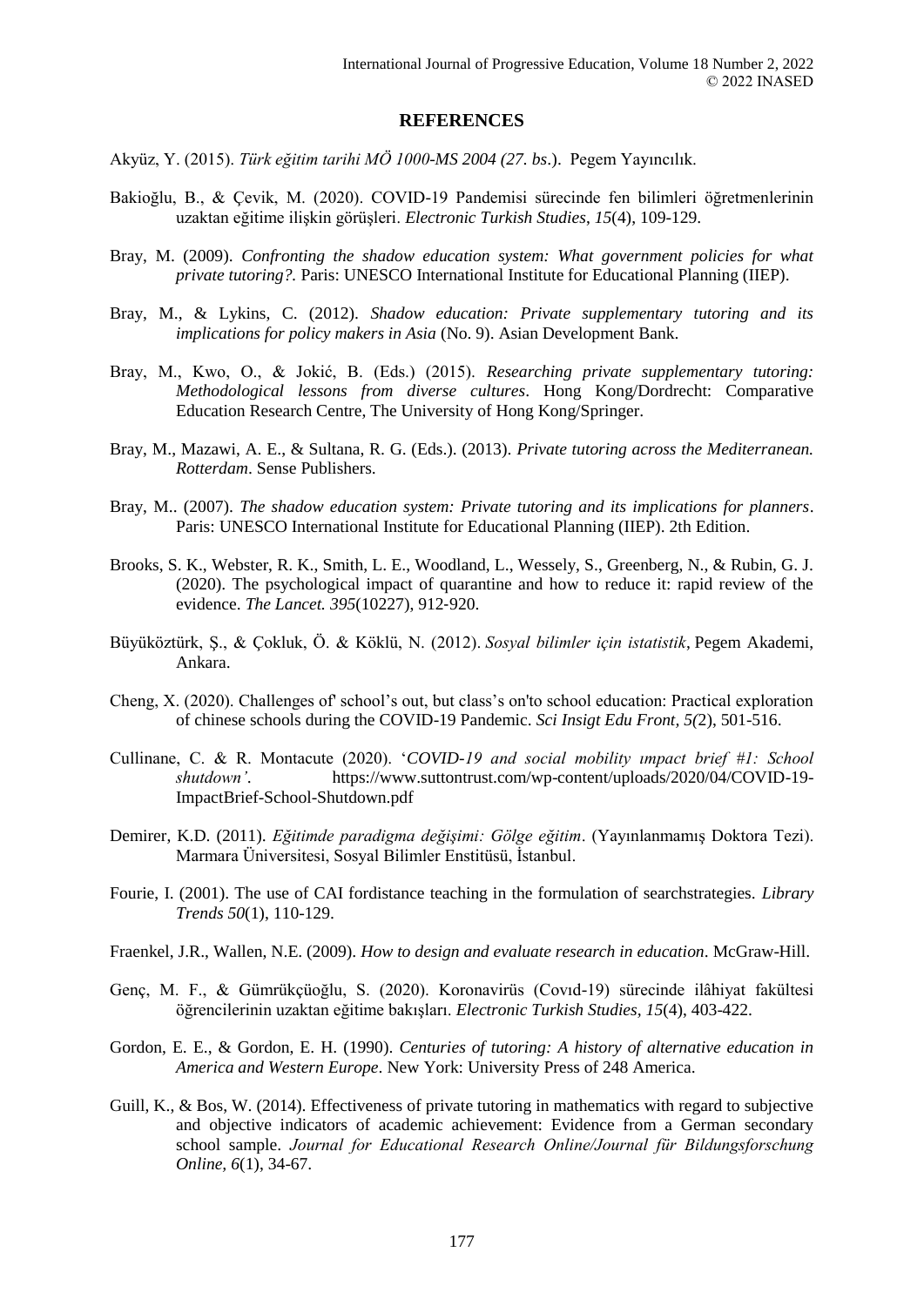## REFERENCES

Akyüz, Y. (2015). *Türk eğitim tarihi MÖ 1000-MS 2004 (27. bs*.). Pegem Yayıncılık.

Bakioğlu, B., & Çevik, M. (2020). COVID-19 Pandemisi sürecinde fen bilimleri öğretmenlerinin uzaktan eğitime ilişkin görüşleri. *Electronic Turkish Studies*, *15*(4), 109-129.

Bray, M. (2009). *Confronting the shadow education system: What government policies for what private tutoring?.* Paris: UNESCO International Institute for Educational Planning (IIEP).

Bray, M., & Lykins, C. (2012). *Shadow education: Private supplementary tutoring and its implications for policy makers in Asia* (No. 9). Asian Development Bank.

Bray, M., Kwo, O., & Jokić, B. (Eds.) (2015). *Researching private supplementary tutoring: Methodological lessons from diverse cultures*. Hong Kong/Dordrecht: Comparative Education Research Centre, The University of Hong Kong/Springer.

Bray, M., Mazawi, A. E., & Sultana, R. G. (Eds.). (2013). *Private tutoring across the Mediterranean. Rotterdam*. Sense Publishers.

Bray, M.. (2007). *The shadow education system: Private tutoring and its implications for planners*. Paris: UNESCO International Institute for Educational Planning (IIEP). 2th Edition.

Brooks, S. K., Webster, R. K., Smith, L. E., Woodland, L., Wessely, S., Greenberg, N., & Rubin, G. J. (2020). The psychological impact of quarantine and how to reduce it: rapid review of the evidence. *The Lancet. 395*(10227), 912-920.

Büyüköztürk, Ş., & Çokluk, Ö. & Köklü, N. (2012). *Sosyal bilimler için istatistik*, Pegem Akademi, Ankara.

Cheng, X. (2020). Challenges of' school's out, but class's on'to school education: Practical exploration of chinese schools during the COVID-19 Pandemic. *Sci Insigt Edu Front, 5(*2), 501-516.

Cullinane, C. & R. Montacute (2020). '*COVID-19 and social mobility ımpact brief #1: School shutdown'*. https://www.suttontrust.com/wp-content/uploads/2020/04/COVID-19-ImpactBrief-School-Shutdown.pdf

Demirer, K.D. (2011). *Eğitimde paradigma değişimi: Gölge eğitim*. (Yayınlanmamış Doktora Tezi). Marmara Üniversitesi, Sosyal Bilimler Enstitüsü, İstanbul.

Fourie, I. (2001). The use of CAI fordistance teaching in the formulation of searchstrategies. *Library Trends 50*(1), 110-129.

Fraenkel, J.R., Wallen, N.E. (2009). *How to design and evaluate research in education*. McGraw-Hill.

Genç, M. F., & Gümrükçüoğlu, S. (2020). Koronavirüs (Covıd-19) sürecinde ilâhiyat fakültesi öğrencilerinin uzaktan eğitime bakışları. *Electronic Turkish Studies, 15*(4), 403-422.

Gordon, E. E., & Gordon, E. H. (1990). *Centuries of tutoring: A history of alternative education in America and Western Europe*. New York: University Press of 248 America.

Guill, K., & Bos, W. (2014). Effectiveness of private tutoring in mathematics with regard to subjective and objective indicators of academic achievement: Evidence from a German secondary school sample. *Journal for Educational Research Online/Journal für Bildungsforschung Online, 6*(1), 34-67.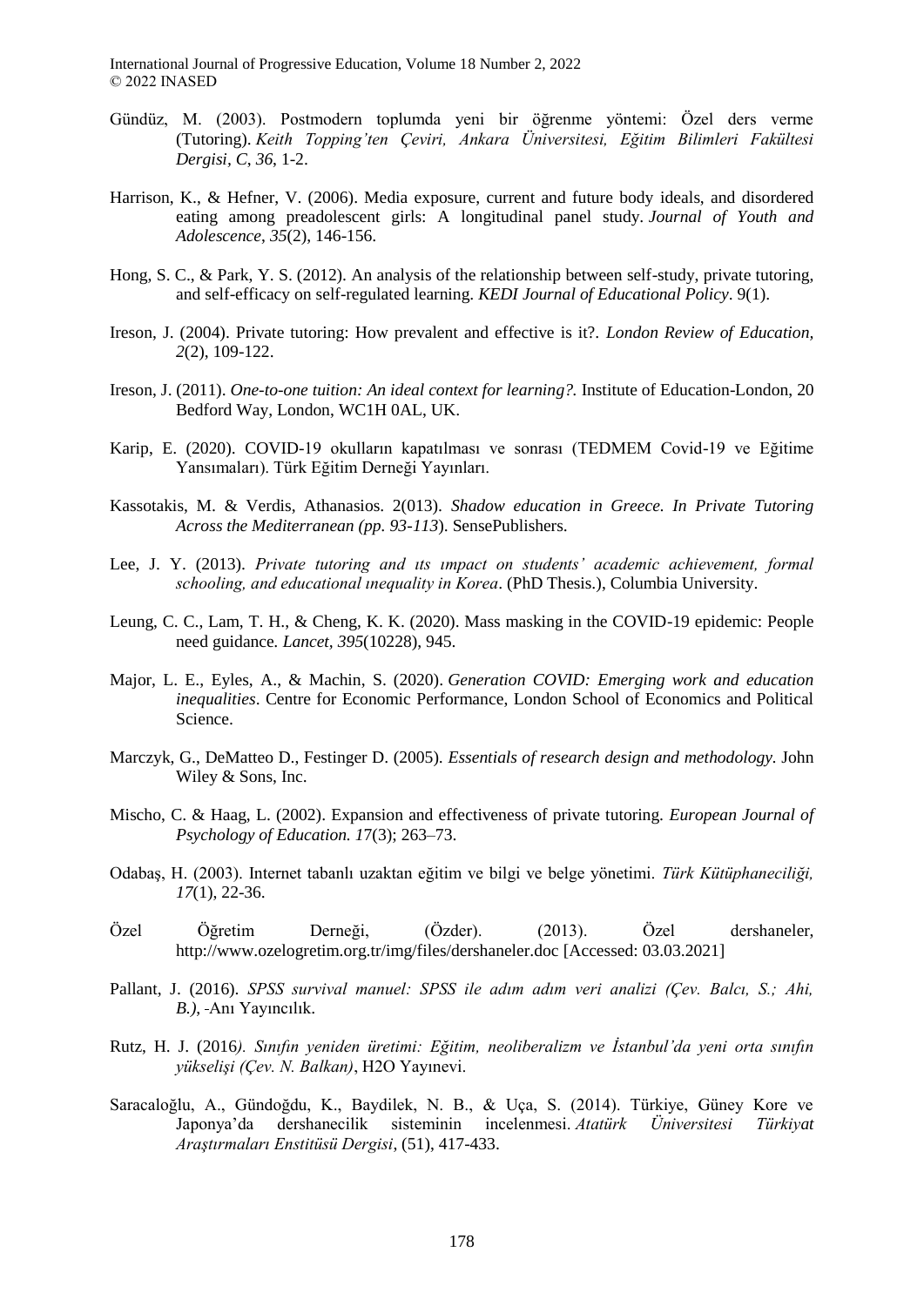Gündüz, M. (2003). Postmodern toplumda yeni bir öğrenme yöntemi: Özel ders verme (Tutoring). *Keith Topping'ten Çeviri, Ankara Üniversitesi, Eğitim Bilimleri Fakültesi Dergisi, C, 36*, 1-2.

Harrison, K., & Hefner, V. (2006). Media exposure, current and future body ideals, and disordered eating among preadolescent girls: A longitudinal panel study. *Journal of Youth and Adolescence*, *35*(2), 146-156.

Hong, S. C., & Park, Y. S. (2012). An analysis of the relationship between self-study, private tutoring, and self-efficacy on self-regulated learning. *KEDI Journal of Educational Policy*. 9(1).

Ireson, J. (2004). Private tutoring: How prevalent and effective is it?. *London Review of Education*, *2*(2), 109-122.

Ireson, J. (2011). *One-to-one tuition: An ideal context for learning?.* Institute of Education-London, 20 Bedford Way, London, WC1H 0AL, UK.

Karip, E. (2020). COVID-19 okulların kapatılması ve sonrası (TEDMEM Covid-19 ve Eğitime Yansımaları). Türk Eğitim Derneği Yayınları.

Kassotakis, M. & Verdis, Athanasios. 2(013). *Shadow education in Greece. In Private Tutoring Across the Mediterranean (pp. 93-113*). SensePublishers.

Lee, J. Y. (2013). *Private tutoring and ıts ımpact on students' academic achievement, formal schooling, and educational ınequality in Korea*. (PhD Thesis.), Columbia University.

Leung, C. C., Lam, T. H., & Cheng, K. K. (2020). Mass masking in the COVID-19 epidemic: People need guidance. *Lancet, 395*(10228), 945.

Major, L. E., Eyles, A., & Machin, S. (2020). *Generation COVID: Emerging work and education inequalities*. Centre for Economic Performance, London School of Economics and Political Science.

Marczyk, G., DeMatteo D., Festinger D. (2005). *Essentials of research design and methodology*. John Wiley & Sons, Inc.

Mischo, C. & Haag, L. (2002). Expansion and effectiveness of private tutoring. *European Journal of Psychology of Education. 17*(3); 263–73.

Odabaş, H. (2003). Internet tabanlı uzaktan eğitim ve bilgi ve belge yönetimi. *Türk Kütüphaneciliği, 17*(1), 22-36.

Özel Öğretim Derneği, (Özder). (2013). Özel dershaneler, http://www.ozelogretim.org.tr/img/files/dershaneler.doc [Accessed: 03.03.2021]

Pallant, J. (2016). *SPSS survival manuel: SPSS ile adım adım veri analizi (Çev. Balcı, S.; Ahi, B.)*, -Anı Yayıncılık.

Rutz, H. J. (2016*). Sınıfın yeniden üretimi: Eğitim, neoliberalizm ve İstanbul'da yeni orta sınıfın yükselişi (Çev. N. Balkan)*, H2O Yayınevi.

Saracaloğlu, A., Gündoğdu, K., Baydilek, N. B., & Uça, S. (2014). Türkiye, Güney Kore ve Japonya'da dershanecilik sisteminin incelenmesi. *Atatürk Üniversitesi Türkiyat Araştırmaları Enstitüsü Dergisi*, (51), 417-433.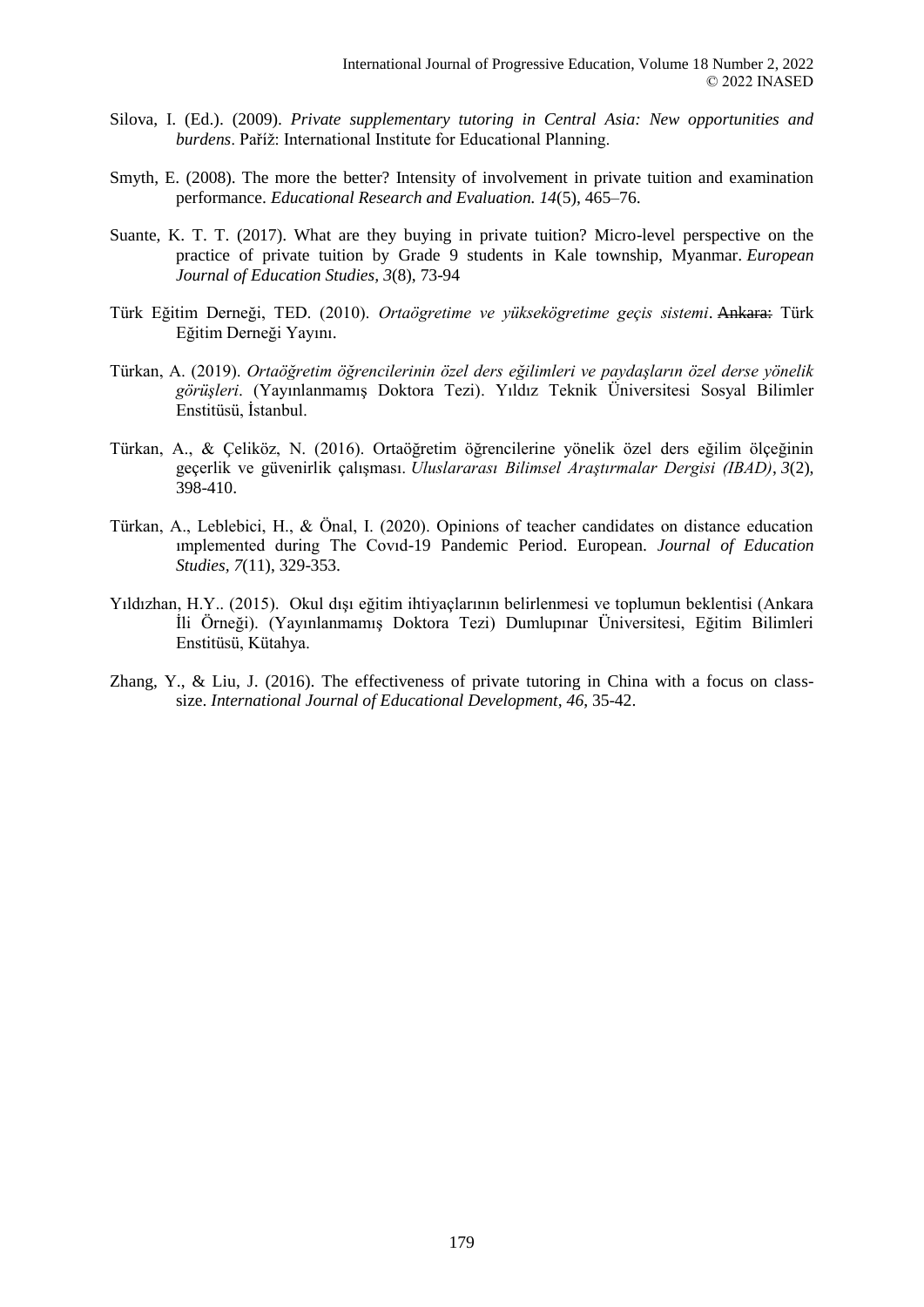Silova, I. (Ed.). (2009). *Private supplementary tutoring in Central Asia: New opportunities and burdens*. Paříž: International Institute for Educational Planning.

Smyth, E. (2008). The more the better? Intensity of involvement in private tuition and examination performance. *Educational Research and Evaluation. 14*(5), 465–76.

Suante, K. T. T. (2017). What are they buying in private tuition? Micro-level perspective on the practice of private tuition by Grade 9 students in Kale township, Myanmar. *European Journal of Education Studies*, *3*(8), 73-94

Türk Eğitim Derneği, TED. (2010). *Ortaögretime ve yükseögretime geçis sistemi*. ~~Ankara:~~ Türk Eğitim Derneği Yayını.

Türkan, A. (2019). *Ortaöğretim öğrencilerinin özel ders eğilimleri ve paydaşların özel derse yönelik görüşleri*. (Yayınlanmamış Doktora Tezi). Yıldız Teknik Üniversitesi Sosyal Bilimler Enstitüsü, İstanbul.

Türkan, A., & Çeliköz, N. (2016). Ortaöğretim öğrencilerine yönelik özel ders eğilim ölçeğinin geçerlik ve güvenirlik çalışması. *Uluslararası Bilimsel Araştırmalar Dergisi (IBAD)*, *3*(2), 398-410.

Türkan, A., Leblebici, H., & Önal, I. (2020). Opinions of teacher candidates on distance education ımplemented during The Covıd-19 Pandemic Period. European. *Journal of Education Studies*, *7*(11), 329-353.

Yıldızhan, H.Y.. (2015). Okul dışı eğitim ihtiyaçlarının belirlenmesi ve toplumun beklentisi (Ankara İli Örneği). (Yayınlanmamış Doktora Tezi) Dumlupınar Üniversitesi, Eğitim Bilimleri Enstitüsü, Kütahya.

Zhang, Y., & Liu, J. (2016). The effectiveness of private tutoring in China with a focus on class-size. *International Journal of Educational Development*, *46*, 35-42.